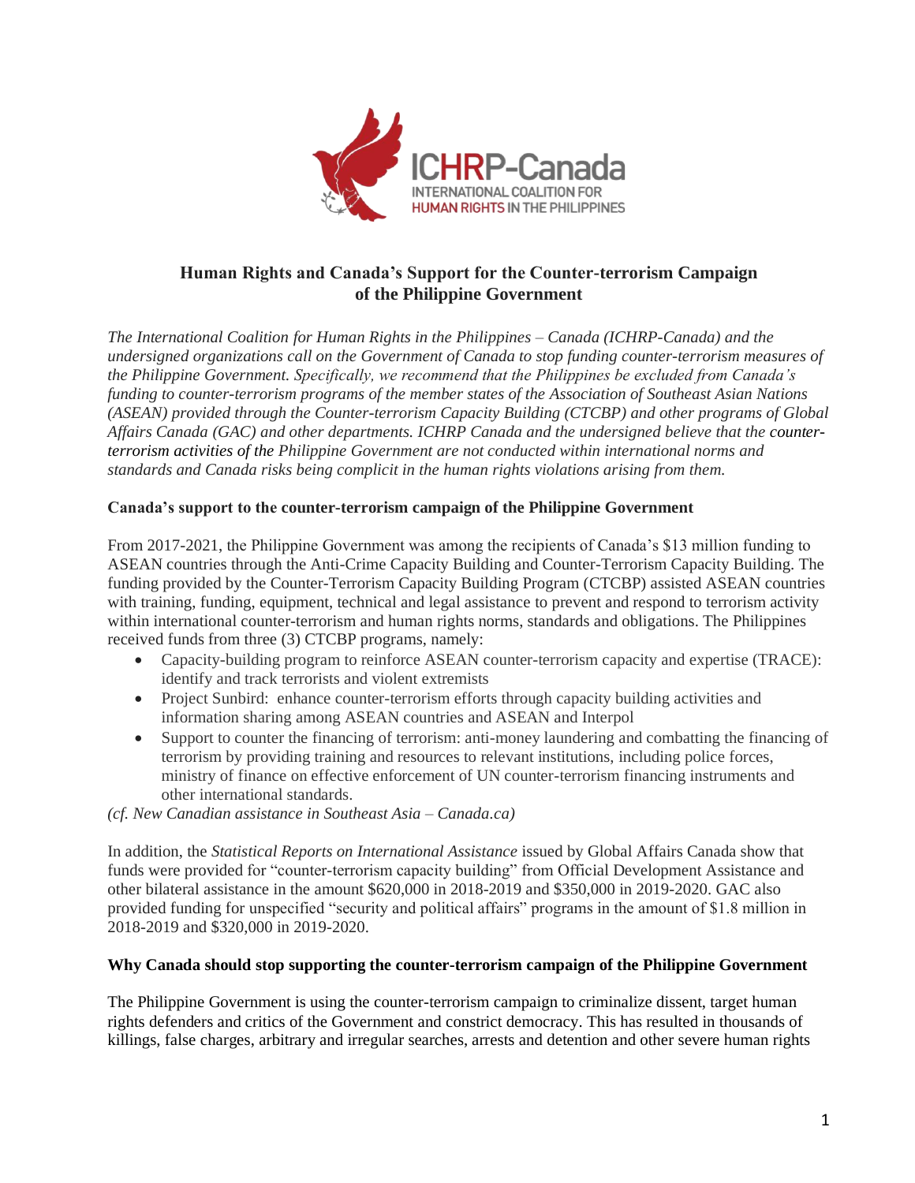ICHRP-Canada

INTERNATIONAL COALITION FOR HUMAN RIGHTS IN THE PHILIPPINES

# Human Rights and Canada's Support for the Counter-terrorism Campaign of the Philippine Government

*The International Coalition for Human Rights in the Philippines – Canada (ICHRP-Canada) and the undersigned organizations call on the Government of Canada to stop funding counter-terrorism measures of the Philippine Government. Specifically, we recommend that the Philippines be excluded from Canada's funding to counter-terrorism programs of the member states of the Association of Southeast Asian Nations (ASEAN) provided through the Counter-terrorism Capacity Building (CTCBP) and other programs of Global Affairs Canada (GAC) and other departments. ICHRP Canada and the undersigned believe that the counter-terrorism activities of the Philippine Government are not conducted within international norms and standards and Canada risks being complicit in the human rights violations arising from them.*

## Canada's support to the counter-terrorism campaign of the Philippine Government

From 2017-2021, the Philippine Government was among the recipients of Canada's $13 million funding to ASEAN countries through the Anti-Crime Capacity Building and Counter-Terrorism Capacity Building. The funding provided by the Counter-Terrorism Capacity Building Program (CTCBP) assisted ASEAN countries with training, funding, equipment, technical and legal assistance to prevent and respond to terrorism activity within international counter-terrorism and human rights norms, standards and obligations. The Philippines received funds from three (3) CTCBP programs, namely:

- Capacity-building program to reinforce ASEAN counter-terrorism capacity and expertise (TRACE): identify and track terrorists and violent extremists
- Project Sunbird: enhance counter-terrorism efforts through capacity building activities and information sharing among ASEAN countries and ASEAN and Interpol
- Support to counter the financing of terrorism: anti-money laundering and combatting the financing of terrorism by providing training and resources to relevant institutions, including police forces, ministry of finance on effective enforcement of UN counter-terrorism financing instruments and other international standards.

*(cf. New Canadian assistance in Southeast Asia – Canada.ca)*

In addition, the *Statistical Reports on International Assistance* issued by Global Affairs Canada show that funds were provided for "counter-terrorism capacity building" from Official Development Assistance and other bilateral assistance in the amount $620,000 in 2018-2019 and $350,000 in 2019-2020. GAC also provided funding for unspecified "security and political affairs" programs in the amount of $1.8 million in 2018-2019 and $320,000 in 2019-2020.

## Why Canada should stop supporting the counter-terrorism campaign of the Philippine Government

The Philippine Government is using the counter-terrorism campaign to criminalize dissent, target human rights defenders and critics of the Government and constrict democracy. This has resulted in thousands of killings, false charges, arbitrary and irregular searches, arrests and detention and other severe human rights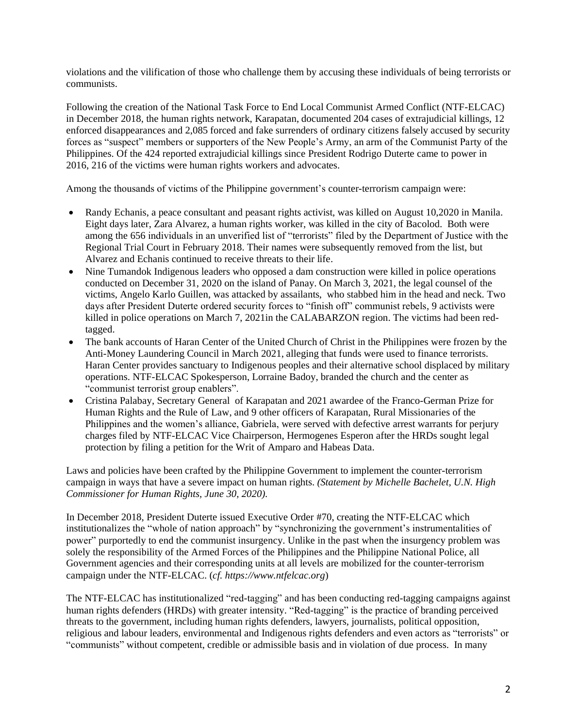violations and the vilification of those who challenge them by accusing these individuals of being terrorists or communists.

Following the creation of the National Task Force to End Local Communist Armed Conflict (NTF-ELCAC) in December 2018, the human rights network, Karapatan, documented 204 cases of extrajudicial killings, 12 enforced disappearances and 2,085 forced and fake surrenders of ordinary citizens falsely accused by security forces as "suspect" members or supporters of the New People's Army, an arm of the Communist Party of the Philippines. Of the 424 reported extrajudicial killings since President Rodrigo Duterte came to power in 2016, 216 of the victims were human rights workers and advocates.

Among the thousands of victims of the Philippine government's counter-terrorism campaign were:

- Randy Echanis, a peace consultant and peasant rights activist, was killed on August 10,2020 in Manila. Eight days later, Zara Alvarez, a human rights worker, was killed in the city of Bacolod. Both were among the 656 individuals in an unverified list of "terrorists" filed by the Department of Justice with the Regional Trial Court in February 2018. Their names were subsequently removed from the list, but Alvarez and Echanis continued to receive threats to their life.
- Nine Tumandok Indigenous leaders who opposed a dam construction were killed in police operations conducted on December 31, 2020 on the island of Panay. On March 3, 2021, the legal counsel of the victims, Angelo Karlo Guillen, was attacked by assailants, who stabbed him in the head and neck. Two days after President Duterte ordered security forces to "finish off" communist rebels, 9 activists were killed in police operations on March 7, 2021in the CALABARZON region. The victims had been red-tagged.
- The bank accounts of Haran Center of the United Church of Christ in the Philippines were frozen by the Anti-Money Laundering Council in March 2021, alleging that funds were used to finance terrorists. Haran Center provides sanctuary to Indigenous peoples and their alternative school displaced by military operations. NTF-ELCAC Spokesperson, Lorraine Badoy, branded the church and the center as "communist terrorist group enablers".
- Cristina Palabay, Secretary General of Karapatan and 2021 awardee of the Franco-German Prize for Human Rights and the Rule of Law, and 9 other officers of Karapatan, Rural Missionaries of the Philippines and the women's alliance, Gabriela, were served with defective arrest warrants for perjury charges filed by NTF-ELCAC Vice Chairperson, Hermogenes Esperon after the HRDs sought legal protection by filing a petition for the Writ of Amparo and Habeas Data.

Laws and policies have been crafted by the Philippine Government to implement the counter-terrorism campaign in ways that have a severe impact on human rights. *(Statement by Michelle Bachelet, U.N. High Commissioner for Human Rights, June 30, 2020).*

In December 2018, President Duterte issued Executive Order #70, creating the NTF-ELCAC which institutionalizes the "whole of nation approach" by "synchronizing the government's instrumentalities of power" purportedly to end the communist insurgency. Unlike in the past when the insurgency problem was solely the responsibility of the Armed Forces of the Philippines and the Philippine National Police, all Government agencies and their corresponding units at all levels are mobilized for the counter-terrorism campaign under the NTF-ELCAC. (*cf. https://www.ntfelcac.org*)

The NTF-ELCAC has institutionalized "red-tagging" and has been conducting red-tagging campaigns against human rights defenders (HRDs) with greater intensity. "Red-tagging" is the practice of branding perceived threats to the government, including human rights defenders, lawyers, journalists, political opposition, religious and labour leaders, environmental and Indigenous rights defenders and even actors as "terrorists" or "communists" without competent, credible or admissible basis and in violation of due process. In many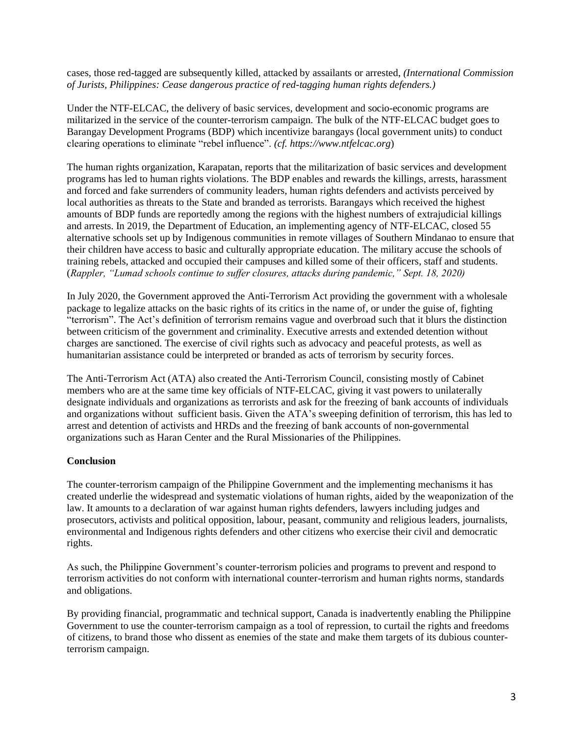cases, those red-tagged are subsequently killed, attacked by assailants or arrested, *(International Commission of Jurists, Philippines: Cease dangerous practice of red-tagging human rights defenders.)*

Under the NTF-ELCAC, the delivery of basic services, development and socio-economic programs are militarized in the service of the counter-terrorism campaign. The bulk of the NTF-ELCAC budget goes to Barangay Development Programs (BDP) which incentivize barangays (local government units) to conduct clearing operations to eliminate "rebel influence". *(cf. https://www.ntfelcac.org)*

The human rights organization, Karapatan, reports that the militarization of basic services and development programs has led to human rights violations. The BDP enables and rewards the killings, arrests, harassment and forced and fake surrenders of community leaders, human rights defenders and activists perceived by local authorities as threats to the State and branded as terrorists. Barangays which received the highest amounts of BDP funds are reportedly among the regions with the highest numbers of extrajudicial killings and arrests. In 2019, the Department of Education, an implementing agency of NTF-ELCAC, closed 55 alternative schools set up by Indigenous communities in remote villages of Southern Mindanao to ensure that their children have access to basic and culturally appropriate education. The military accuse the schools of training rebels, attacked and occupied their campuses and killed some of their officers, staff and students. (*Rappler, "Lumad schools continue to suffer closures, attacks during pandemic," Sept. 18, 2020)*

In July 2020, the Government approved the Anti-Terrorism Act providing the government with a wholesale package to legalize attacks on the basic rights of its critics in the name of, or under the guise of, fighting "terrorism". The Act's definition of terrorism remains vague and overbroad such that it blurs the distinction between criticism of the government and criminality. Executive arrests and extended detention without charges are sanctioned. The exercise of civil rights such as advocacy and peaceful protests, as well as humanitarian assistance could be interpreted or branded as acts of terrorism by security forces.

The Anti-Terrorism Act (ATA) also created the Anti-Terrorism Council, consisting mostly of Cabinet members who are at the same time key officials of NTF-ELCAC, giving it vast powers to unilaterally designate individuals and organizations as terrorists and ask for the freezing of bank accounts of individuals and organizations without sufficient basis. Given the ATA's sweeping definition of terrorism, this has led to arrest and detention of activists and HRDs and the freezing of bank accounts of non-governmental organizations such as Haran Center and the Rural Missionaries of the Philippines.

**Conclusion**

The counter-terrorism campaign of the Philippine Government and the implementing mechanisms it has created underlie the widespread and systematic violations of human rights, aided by the weaponization of the law. It amounts to a declaration of war against human rights defenders, lawyers including judges and prosecutors, activists and political opposition, labour, peasant, community and religious leaders, journalists, environmental and Indigenous rights defenders and other citizens who exercise their civil and democratic rights.

As such, the Philippine Government's counter-terrorism policies and programs to prevent and respond to terrorism activities do not conform with international counter-terrorism and human rights norms, standards and obligations.

By providing financial, programmatic and technical support, Canada is inadvertently enabling the Philippine Government to use the counter-terrorism campaign as a tool of repression, to curtail the rights and freedoms of citizens, to brand those who dissent as enemies of the state and make them targets of its dubious counter-terrorism campaign.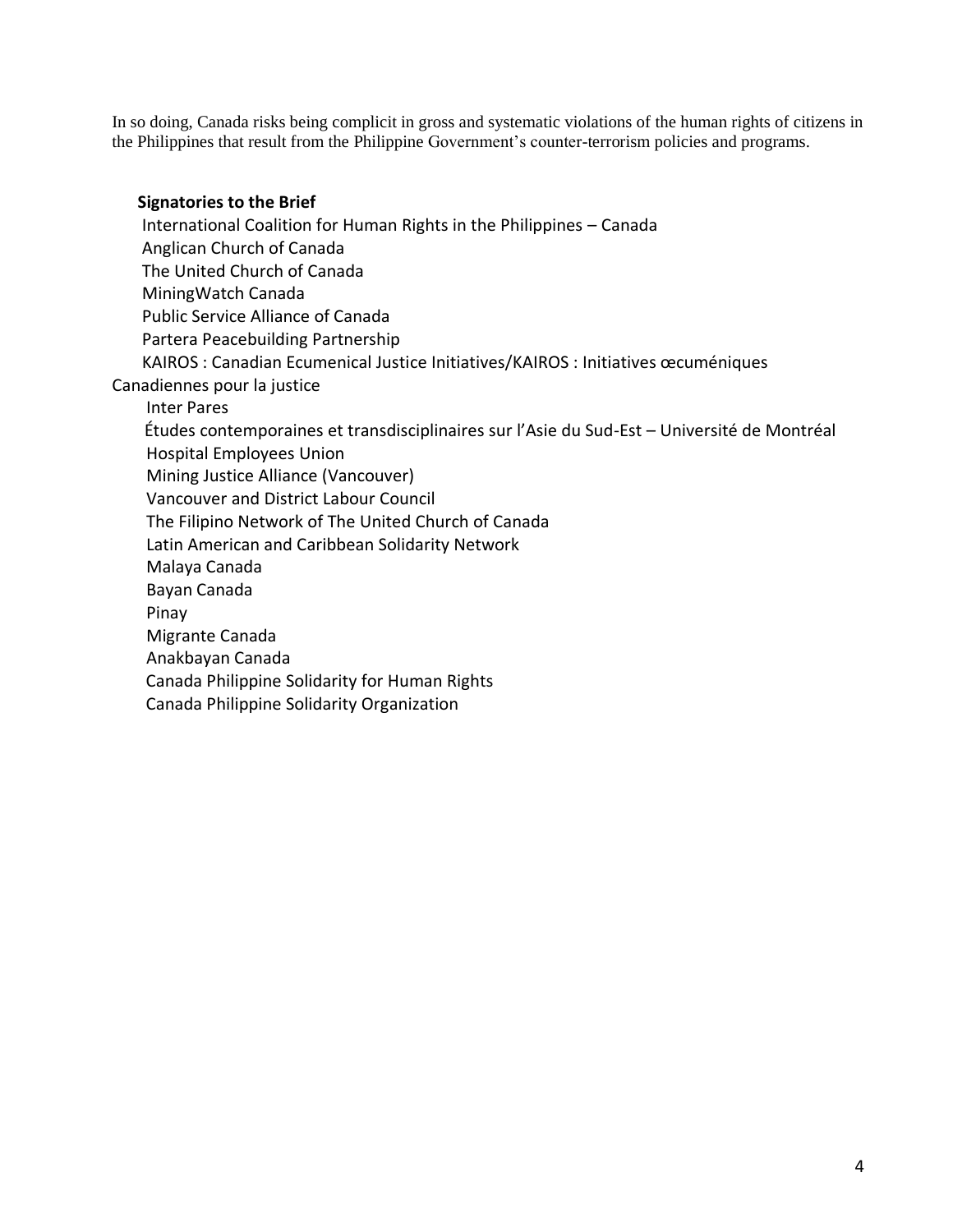In so doing, Canada risks being complicit in gross and systematic violations of the human rights of citizens in the Philippines that result from the Philippine Government's counter-terrorism policies and programs.

**Signatories to the Brief**

International Coalition for Human Rights in the Philippines – Canada
Anglican Church of Canada
The United Church of Canada
MiningWatch Canada
Public Service Alliance of Canada
Partera Peacebuilding Partnership
KAIROS : Canadian Ecumenical Justice Initiatives/KAIROS : Initiatives œcuméniques Canadiennes pour la justice
Inter Pares
Études contemporaines et transdisciplinaires sur l'Asie du Sud-Est – Université de Montréal
Hospital Employees Union
Mining Justice Alliance (Vancouver)
Vancouver and District Labour Council
The Filipino Network of The United Church of Canada
Latin American and Caribbean Solidarity Network
Malaya Canada
Bayan Canada
Pinay
Migrante Canada
Anakbayan Canada
Canada Philippine Solidarity for Human Rights
Canada Philippine Solidarity Organization